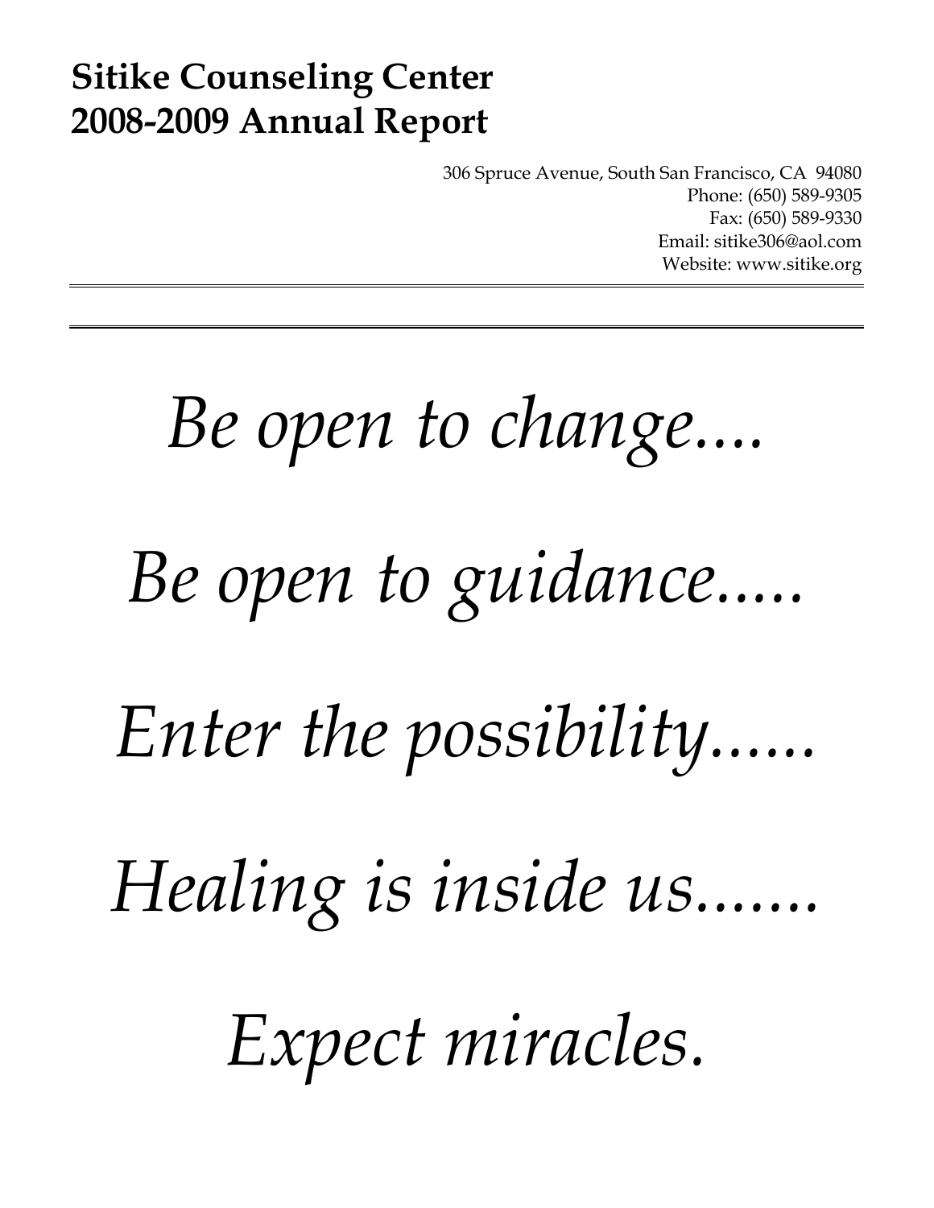# Sitike Counseling Center
# 2008-2009 Annual Report

306 Spruce Avenue, South San Francisco, CA 94080
Phone: (650) 589-9305
Fax: (650) 589-9330
Email: sitike306@aol.com
Website: www.sitike.org

---

---

*Be open to change....*

*Be open to guidance.....*

*Enter the possibility......*

*Healing is inside us.......*

*Expect miracles.*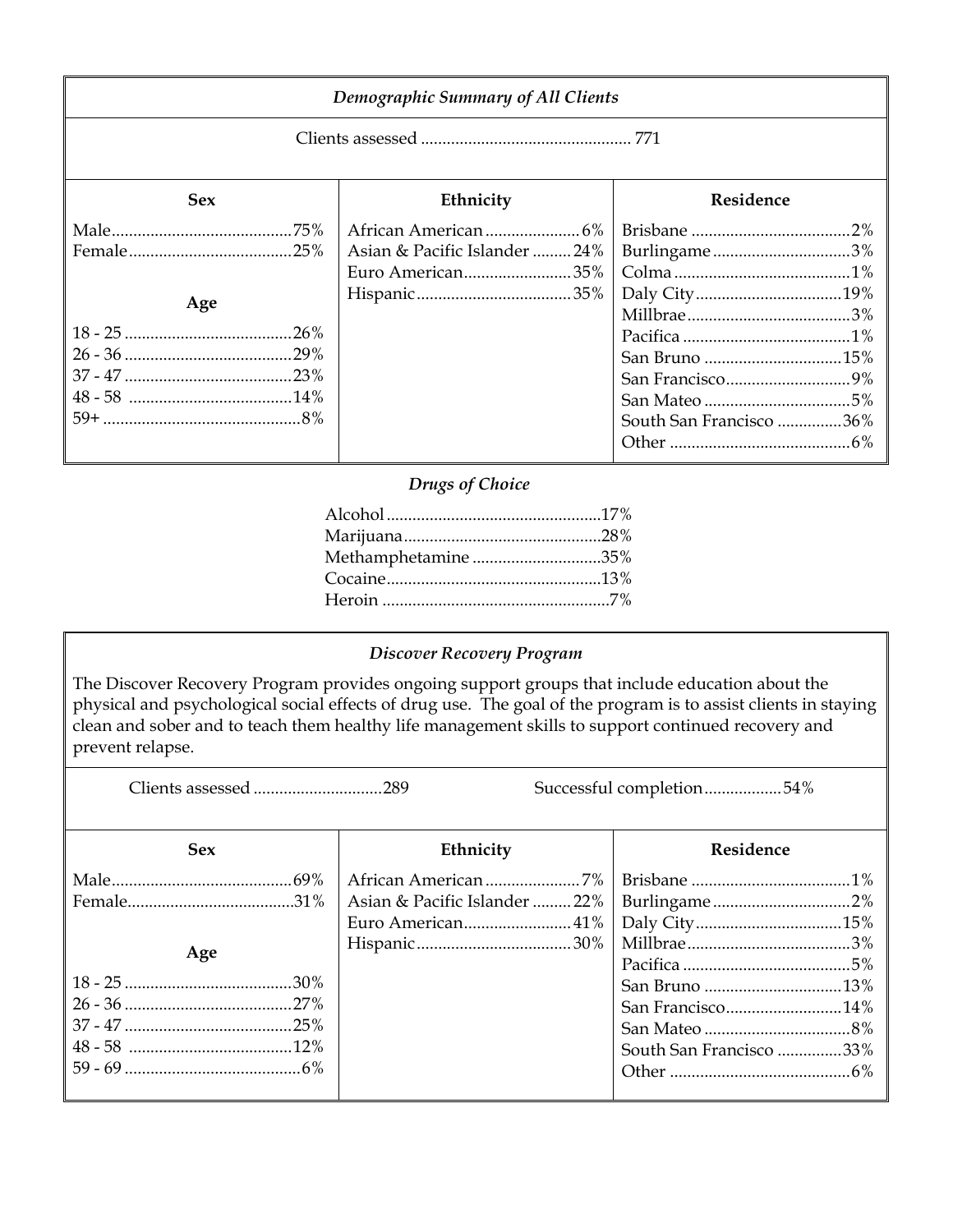### *Demographic Summary of All Clients*

Clients assessed ................................................ 771

| Sex | | Ethnicity | | Residence | |
|---|---|---|---|---|---|
| Male | 75% | African American | 6% | Brisbane | 2% |
| Female | 25% | Asian & Pacific Islander | 24% | Burlingame | 3% |
| | | Euro American | 35% | Colma | 1% |
| **Age** | | Hispanic | 35% | Daly City | 19% |
| 18 - 25 | 26% | | | Millbrae | 3% |
| 26 - 36 | 29% | | | Pacifica | 1% |
| 37 - 47 | 23% | | | San Bruno | 15% |
| 48 - 58 | 14% | | | San Francisco | 9% |
| 59+ | 8% | | | San Mateo | 5% |
| | | | | South San Francisco | 36% |
| | | | | Other | 6% |

### *Drugs of Choice*

| Drug | % |
|---|---|
| Alcohol | 17% |
| Marijuana | 28% |
| Methamphetamine | 35% |
| Cocaine | 13% |
| Heroin | 7% |

### *Discover Recovery Program*

The Discover Recovery Program provides ongoing support groups that include education about the physical and psychological social effects of drug use. The goal of the program is to assist clients in staying clean and sober and to teach them healthy life management skills to support continued recovery and prevent relapse.

Clients assessed .............................289 Successful completion..................54%

| Sex | | Ethnicity | | Residence | |
|---|---|---|---|---|---|
| Male | 69% | African American | 7% | Brisbane | 1% |
| Female | 31% | Asian & Pacific Islander | 22% | Burlingame | 2% |
| | | Euro American | 41% | Daly City | 15% |
| **Age** | | Hispanic | 30% | Millbrae | 3% |
| 18 - 25 | 30% | | | Pacifica | 5% |
| 26 - 36 | 27% | | | San Bruno | 13% |
| 37 - 47 | 25% | | | San Francisco | 14% |
| 48 - 58 | 12% | | | San Mateo | 8% |
| 59 - 69 | 6% | | | South San Francisco | 33% |
| | | | | Other | 6% |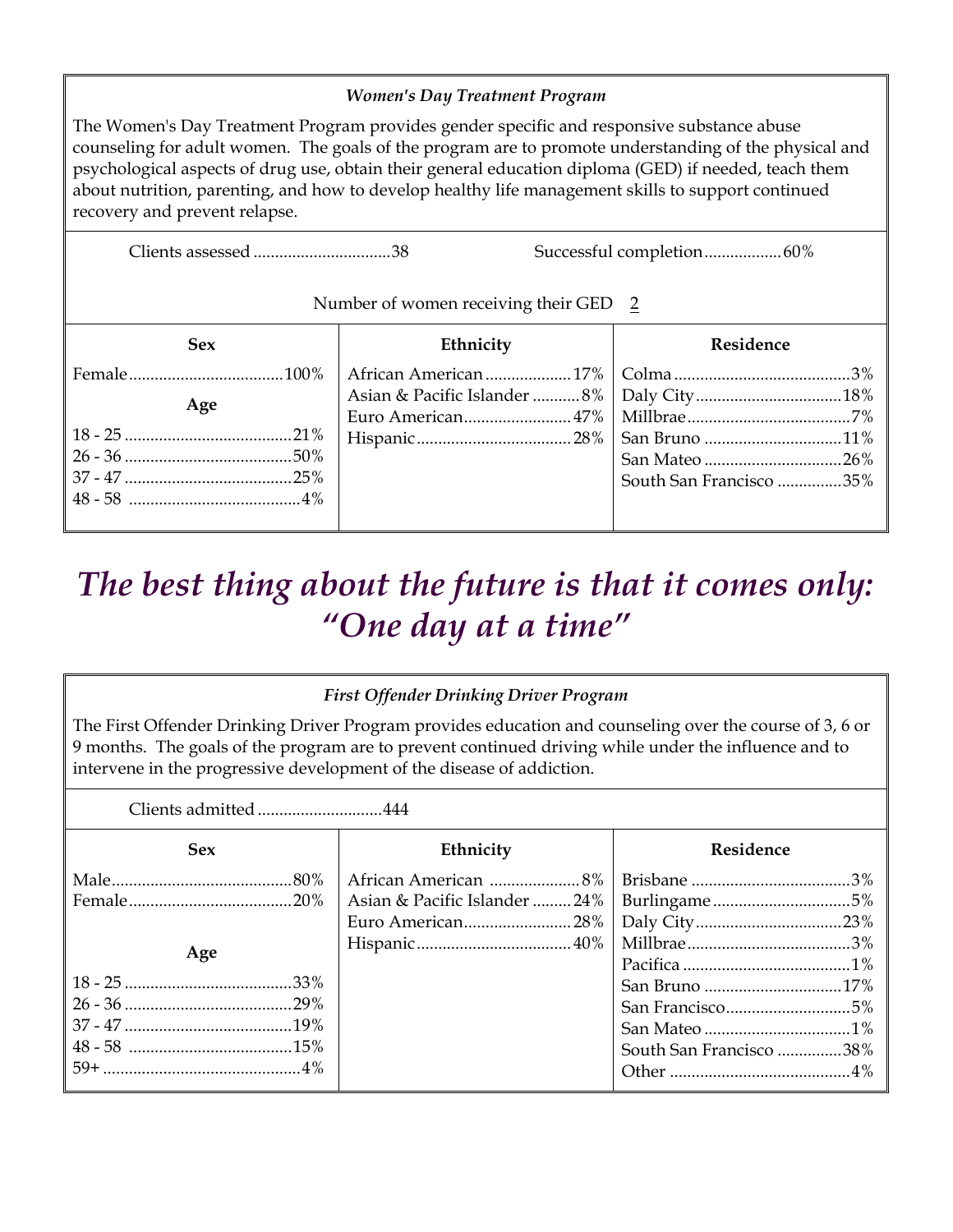### *Women's Day Treatment Program*

The Women's Day Treatment Program provides gender specific and responsive substance abuse counseling for adult women. The goals of the program are to promote understanding of the physical and psychological aspects of drug use, obtain their general education diploma (GED) if needed, teach them about nutrition, parenting, and how to develop healthy life management skills to support continued recovery and prevent relapse.

Clients assessed ................................38

Successful completion..................60%

Number of women receiving their GED 2

| Sex | | Ethnicity | | Residence | |
|---|---|---|---|---|---|
| Female | 100% | African American | 17% | Colma | 3% |
| **Age** | | Asian & Pacific Islander | 8% | Daly City | 18% |
| 18 - 25 | 21% | Euro American | 47% | Millbrae | 7% |
| 26 - 36 | 50% | Hispanic | 28% | San Bruno | 11% |
| 37 - 47 | 25% | | | San Mateo | 26% |
| 48 - 58 | 4% | | | South San Francisco | 35% |

# *The best thing about the future is that it comes only: "One day at a time"*

### *First Offender Drinking Driver Program*

The First Offender Drinking Driver Program provides education and counseling over the course of 3, 6 or 9 months. The goals of the program are to prevent continued driving while under the influence and to intervene in the progressive development of the disease of addiction.

Clients admitted .............................444

| Sex | | Ethnicity | | Residence | |
|---|---|---|---|---|---|
| Male | 80% | African American | 8% | Brisbane | 3% |
| Female | 20% | Asian & Pacific Islander | 24% | Burlingame | 5% |
| | | Euro American | 28% | Daly City | 23% |
| **Age** | | Hispanic | 40% | Millbrae | 3% |
| 18 - 25 | 33% | | | Pacifica | 1% |
| 26 - 36 | 29% | | | San Bruno | 17% |
| 37 - 47 | 19% | | | San Francisco | 5% |
| 48 - 58 | 15% | | | San Mateo | 1% |
| 59+ | 4% | | | South San Francisco | 38% |
| | | | | Other | 4% |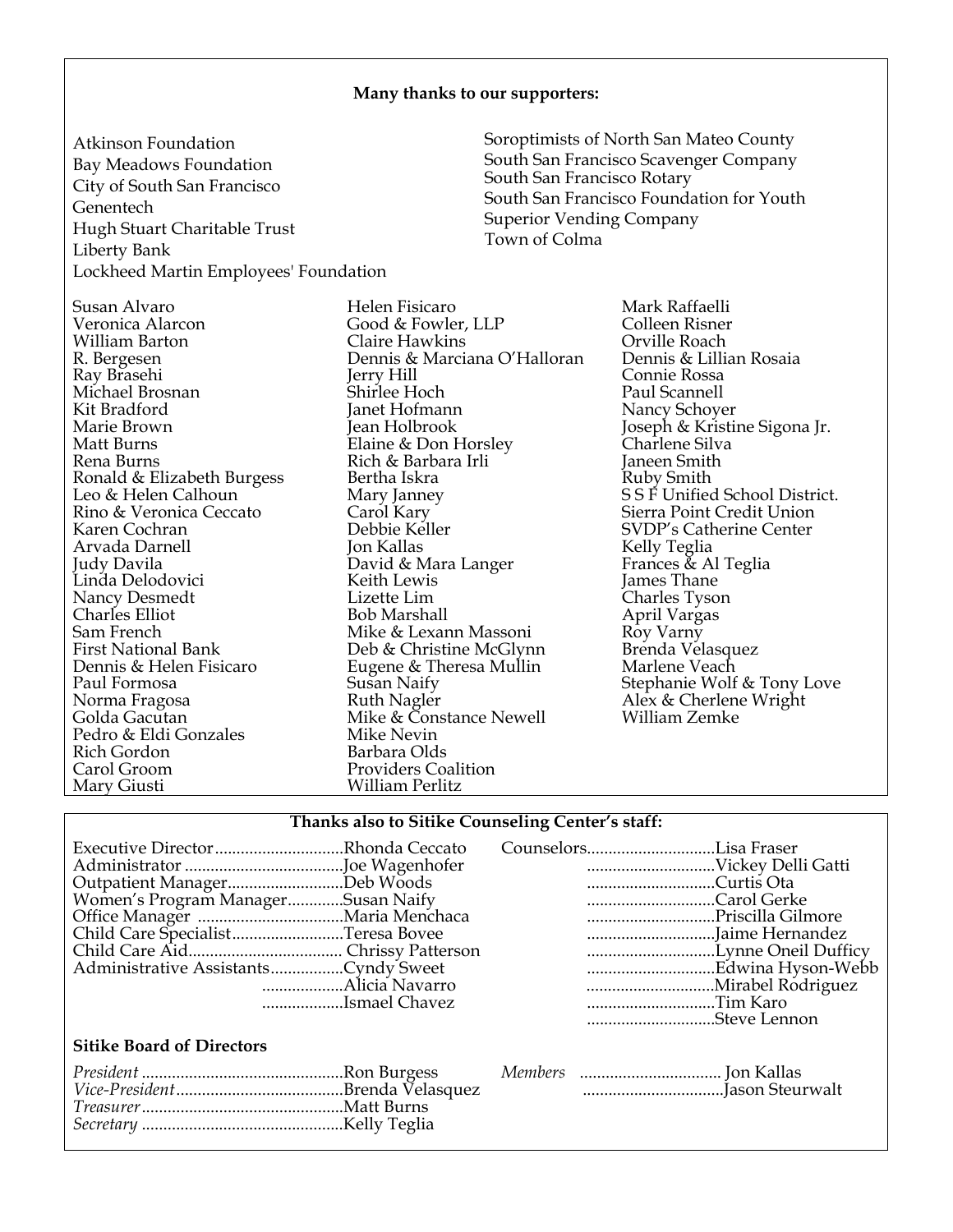**Many thanks to our supporters:**

Atkinson Foundation
Bay Meadows Foundation
City of South San Francisco
Genentech
Hugh Stuart Charitable Trust
Liberty Bank
Lockheed Martin Employees' Foundation
Soroptimists of North San Mateo County
South San Francisco Scavenger Company
South San Francisco Rotary
South San Francisco Foundation for Youth
Superior Vending Company
Town of Colma

Susan Alvaro
Veronica Alarcon
William Barton
R. Bergesen
Ray Brasehi
Michael Brosnan
Kit Bradford
Marie Brown
Matt Burns
Rena Burns
Ronald & Elizabeth Burgess
Leo & Helen Calhoun
Rino & Veronica Ceccato
Karen Cochran
Arvada Darnell
Judy Davila
Linda Delodovici
Nancy Desmedt
Charles Elliot
Sam French
First National Bank
Dennis & Helen Fisicaro
Paul Formosa
Norma Fragosa
Golda Gacutan
Pedro & Eldi Gonzales
Rich Gordon
Carol Groom
Mary Giusti
Helen Fisicaro
Good & Fowler, LLP
Claire Hawkins
Dennis & Marciana O'Halloran
Jerry Hill
Shirlee Hoch
Janet Hofmann
Jean Holbrook
Elaine & Don Horsley
Rich & Barbara Irli
Bertha Iskra
Mary Janney
Carol Kary
Debbie Keller
Jon Kallas
David & Mara Langer
Keith Lewis
Lizette Lim
Bob Marshall
Mike & Lexann Massoni
Deb & Christine McGlynn
Eugene & Theresa Mullin
Susan Naify
Ruth Nagler
Mike & Constance Newell
Mike Nevin
Barbara Olds
Providers Coalition
William Perlitz
Mark Raffaelli
Colleen Risner
Orville Roach
Dennis & Lillian Rosaia
Connie Rossa
Paul Scannell
Nancy Schoyer
Joseph & Kristine Sigona Jr.
Charlene Silva
Janeen Smith
Ruby Smith
S S F Unified School District.
Sierra Point Credit Union
SVDP's Catherine Center
Kelly Teglia
Frances & Al Teglia
James Thane
Charles Tyson
April Vargas
Roy Varny
Brenda Velasquez
Marlene Veach
Stephanie Wolf & Tony Love
Alex & Cherlene Wright
William Zemke

**Thanks also to Sitike Counseling Center's staff:**

Executive Director..............................Rhonda Ceccato
Administrator .....................................Joe Wagenhofer
Outpatient Manager...........................Deb Woods
Women's Program Manager.............Susan Naify
Office Manager ..................................Maria Menchaca
Child Care Specialist..........................Teresa Bovee
Child Care Aid.................................... Chrissy Patterson
Administrative Assistants.................Cyndy Sweet
...................Alicia Navarro
...................Ismael Chavez

Counselors..............................Lisa Fraser
..............................Vickey Delli Gatti
..............................Curtis Ota
..............................Carol Gerke
..............................Priscilla Gilmore
..............................Jaime Hernandez
..............................Lynne Oneil Dufficy
..............................Edwina Hyson-Webb
..............................Mirabel Rodriguez
..............................Tim Karo
..............................Steve Lennon

**Sitike Board of Directors**

*President* ...............................................Ron Burgess
*Vice-President*.......................................Brenda Velasquez
*Treasurer*...............................................Matt Burns
*Secretary* ...............................................Kelly Teglia

*Members* ................................. Jon Kallas
.................................Jason Steurwalt